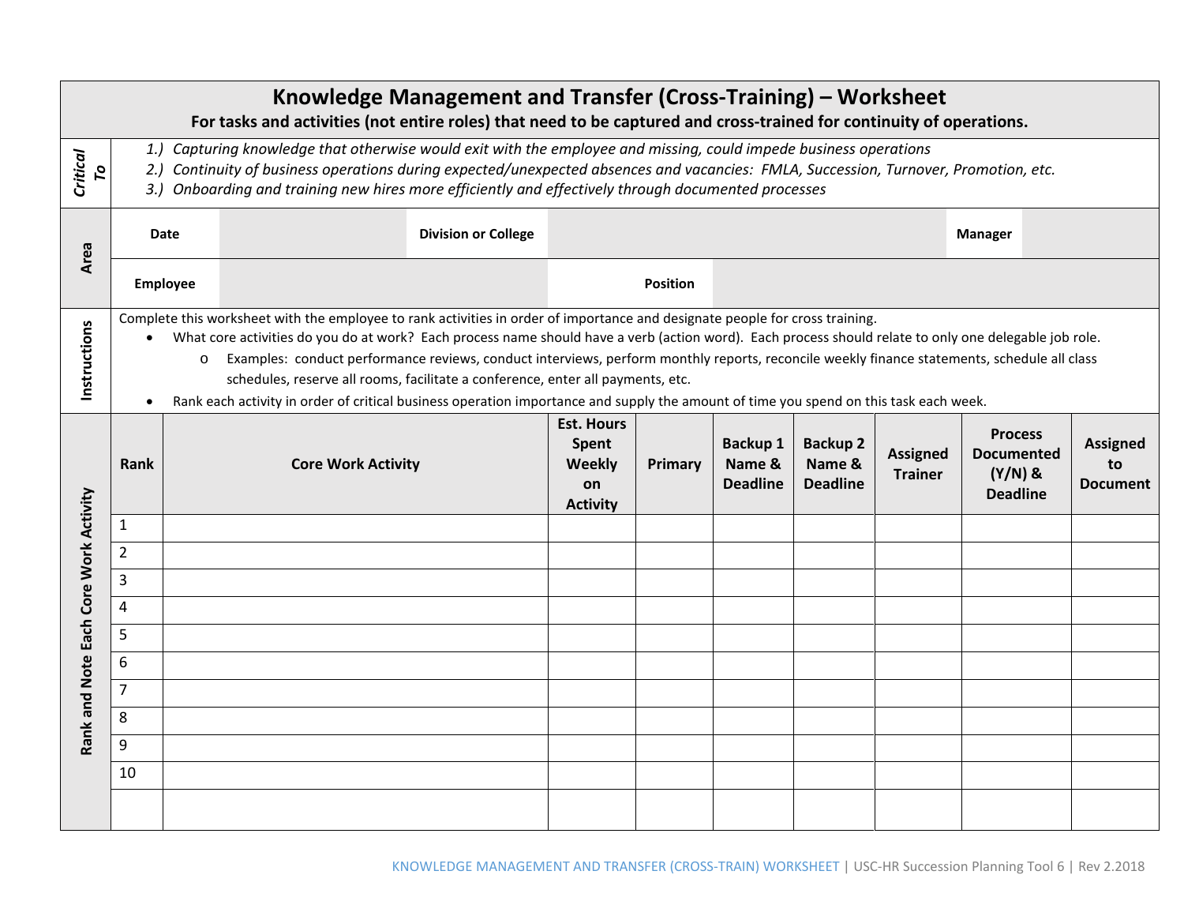# Knowledge Management and Transfer (Cross-Training) – Worksheet

**For tasks and activities (not entire roles) that need to be captured and cross-trained for continuity of operations.**

**Critical To**

1. *Capturing knowledge that otherwise would exit with the employee and missing, could impede business operations*
2. *Continuity of business operations during expected/unexpected absences and vacancies: FMLA, Succession, Turnover, Promotion, etc.*
3. *Onboarding and training new hires more efficiently and effectively through documented processes*

**Area**

| **Date** | | **Division or College** | | **Manager** | |
|---|---|---|---|---|---|
| **Employee** | | | **Position** | | |

**Instructions**

Complete this worksheet with the employee to rank activities in order of importance and designate people for cross training.

- What core activities do you do at work? Each process name should have a verb (action word). Each process should relate to only one delegable job role.
  - Examples: conduct performance reviews, conduct interviews, perform monthly reports, reconcile weekly finance statements, schedule all class schedules, reserve all rooms, facilitate a conference, enter all payments, etc.
- Rank each activity in order of critical business operation importance and supply the amount of time you spend on this task each week.

**Rank and Note Each Core Work Activity**

| Rank | Core Work Activity | Est. Hours Spent Weekly on Activity | Primary | Backup 1 Name & Deadline | Backup 2 Name & Deadline | Assigned Trainer | Process Documented (Y/N) & Deadline | Assigned to Document |
|---|---|---|---|---|---|---|---|---|
| 1 | | | | | | | | |
| 2 | | | | | | | | |
| 3 | | | | | | | | |
| 4 | | | | | | | | |
| 5 | | | | | | | | |
| 6 | | | | | | | | |
| 7 | | | | | | | | |
| 8 | | | | | | | | |
| 9 | | | | | | | | |
| 10 | | | | | | | | |
| | | | | | | | | |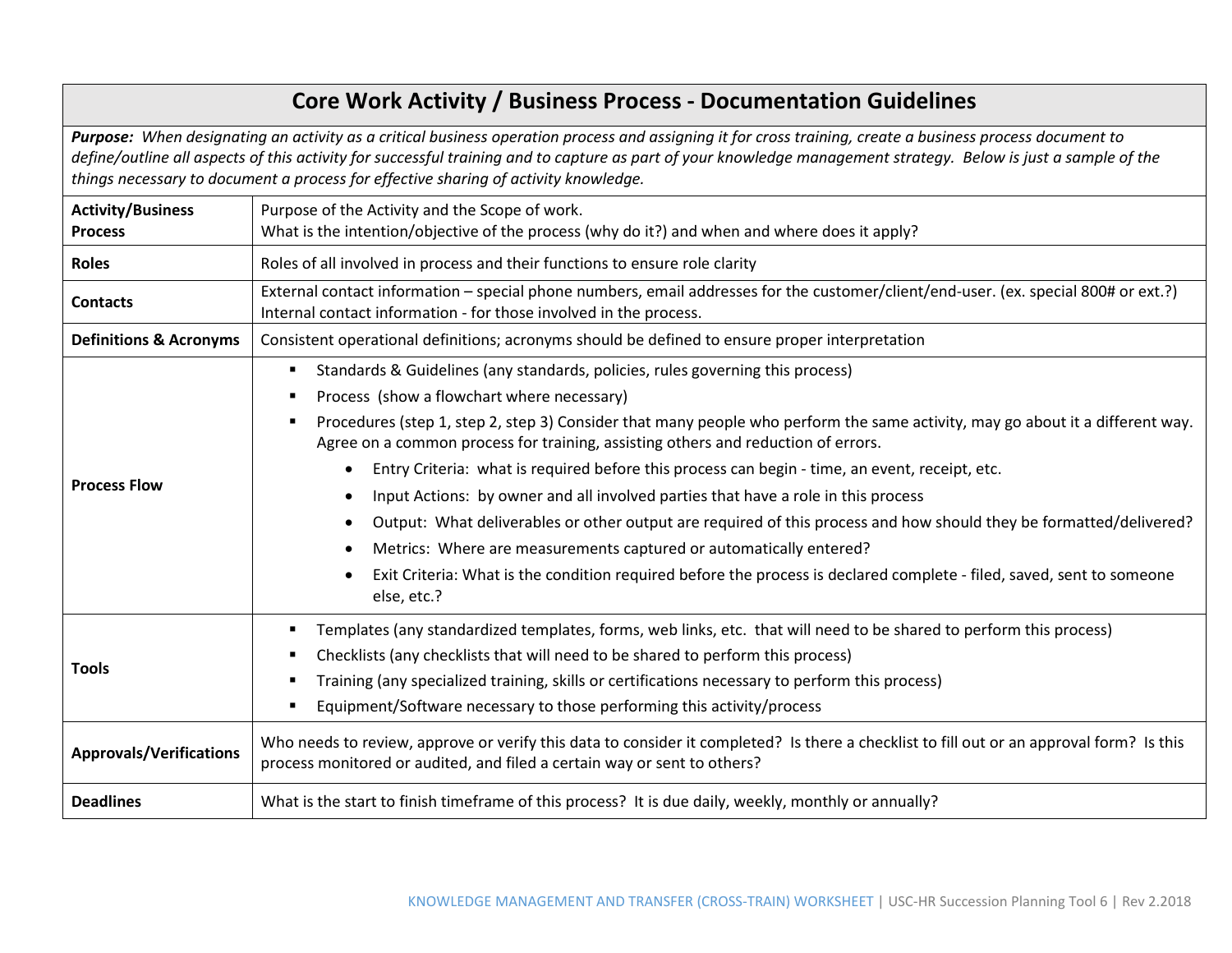# Core Work Activity / Business Process - Documentation Guidelines

***Purpose:*** *When designating an activity as a critical business operation process and assigning it for cross training, create a business process document to define/outline all aspects of this activity for successful training and to capture as part of your knowledge management strategy. Below is just a sample of the things necessary to document a process for effective sharing of activity knowledge.*

| | |
|---|---|
| **Activity/Business Process** | Purpose of the Activity and the Scope of work.<br>What is the intention/objective of the process (why do it?) and when and where does it apply? |
| **Roles** | Roles of all involved in process and their functions to ensure role clarity |
| **Contacts** | External contact information – special phone numbers, email addresses for the customer/client/end-user. (ex. special 800# or ext.?)<br>Internal contact information - for those involved in the process. |
| **Definitions & Acronyms** | Consistent operational definitions; acronyms should be defined to ensure proper interpretation |
| **Process Flow** | ▪ Standards & Guidelines (any standards, policies, rules governing this process)<br>▪ Process (show a flowchart where necessary)<br>▪ Procedures (step 1, step 2, step 3) Consider that many people who perform the same activity, may go about it a different way. Agree on a common process for training, assisting others and reduction of errors.<br>• Entry Criteria: what is required before this process can begin - time, an event, receipt, etc.<br>• Input Actions: by owner and all involved parties that have a role in this process<br>• Output: What deliverables or other output are required of this process and how should they be formatted/delivered?<br>• Metrics: Where are measurements captured or automatically entered?<br>• Exit Criteria: What is the condition required before the process is declared complete - filed, saved, sent to someone else, etc.? |
| **Tools** | ▪ Templates (any standardized templates, forms, web links, etc. that will need to be shared to perform this process)<br>▪ Checklists (any checklists that will need to be shared to perform this process)<br>▪ Training (any specialized training, skills or certifications necessary to perform this process)<br>▪ Equipment/Software necessary to those performing this activity/process |
| **Approvals/Verifications** | Who needs to review, approve or verify this data to consider it completed? Is there a checklist to fill out or an approval form? Is this process monitored or audited, and filed a certain way or sent to others? |
| **Deadlines** | What is the start to finish timeframe of this process? It is due daily, weekly, monthly or annually? |